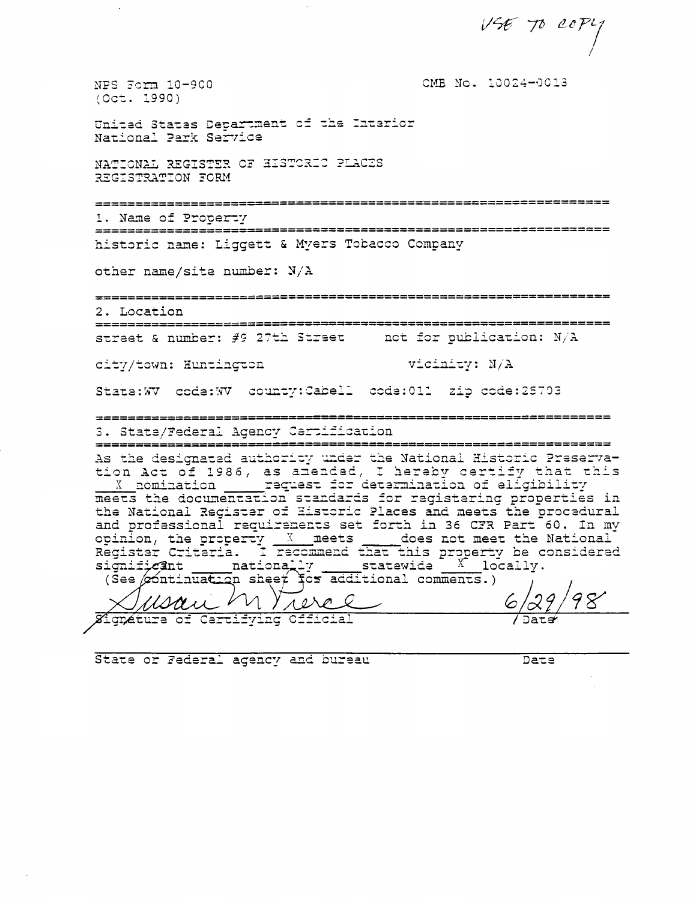USE TO COPY

NPS Form 10-900 (Oct. 1990)

OMB No. 10024-0018

United States Department of the Interior
National Park Service

NATIONAL REGISTER OF HISTORIC PLACES
REGISTRATION FORM

## 1. Name of Property

historic name: Liggett & Myers Tobacco Company

other name/site number: N/A

## 2. Location

street & number: #9 27th Street    not for publication: N/A

city/town: Huntington    vicinity: N/A

State: WV  code: WV  county: Cabell  code: 011  zip code: 25703

## 3. State/Federal Agency Certification

As the designated authority under the National Historic Preservation Act of 1986, as amended, I hereby certify that this \_X\_ nomination \_\_\_\_ request for determination of eligibility meets the documentation standards for registering properties in the National Register of Historic Places and meets the procedural and professional requirements set forth in 36 CFR Part 60. In my opinion, the property \_X\_ meets \_\_\_\_ does not meet the National Register Criteria. I recommend that this property be considered significant \_\_\_\_ nationally \_\_\_\_ statewide \_X\_ locally. (See continuation sheet for additional comments.)

Susan M Pierce    6/29/98

Signature of Certifying Official    Date

State or Federal agency and bureau    Date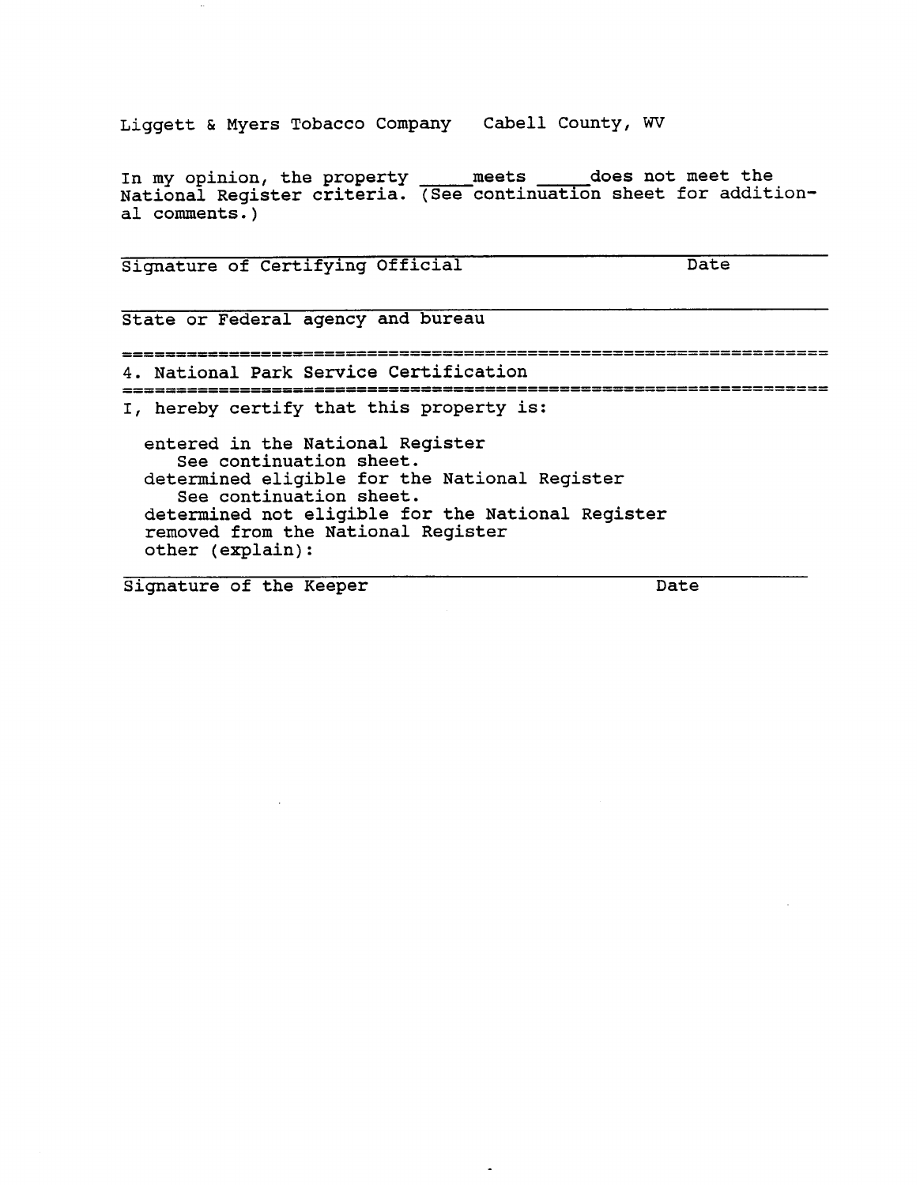Liggett & Myers Tobacco Company   Cabell County, WV

In my opinion, the property _____meets _____does not meet the National Register criteria. (See continuation sheet for additional comments.)

_______________________________________________________________
Signature of Certifying Official                                                Date

_______________________________________________________________
State or Federal agency and bureau

## 4. National Park Service Certification

I, hereby certify that this property is:

entered in the National Register
See continuation sheet.
determined eligible for the National Register
See continuation sheet.
determined not eligible for the National Register
removed from the National Register
other (explain):

_______________________________________________________________
Signature of the Keeper                                                Date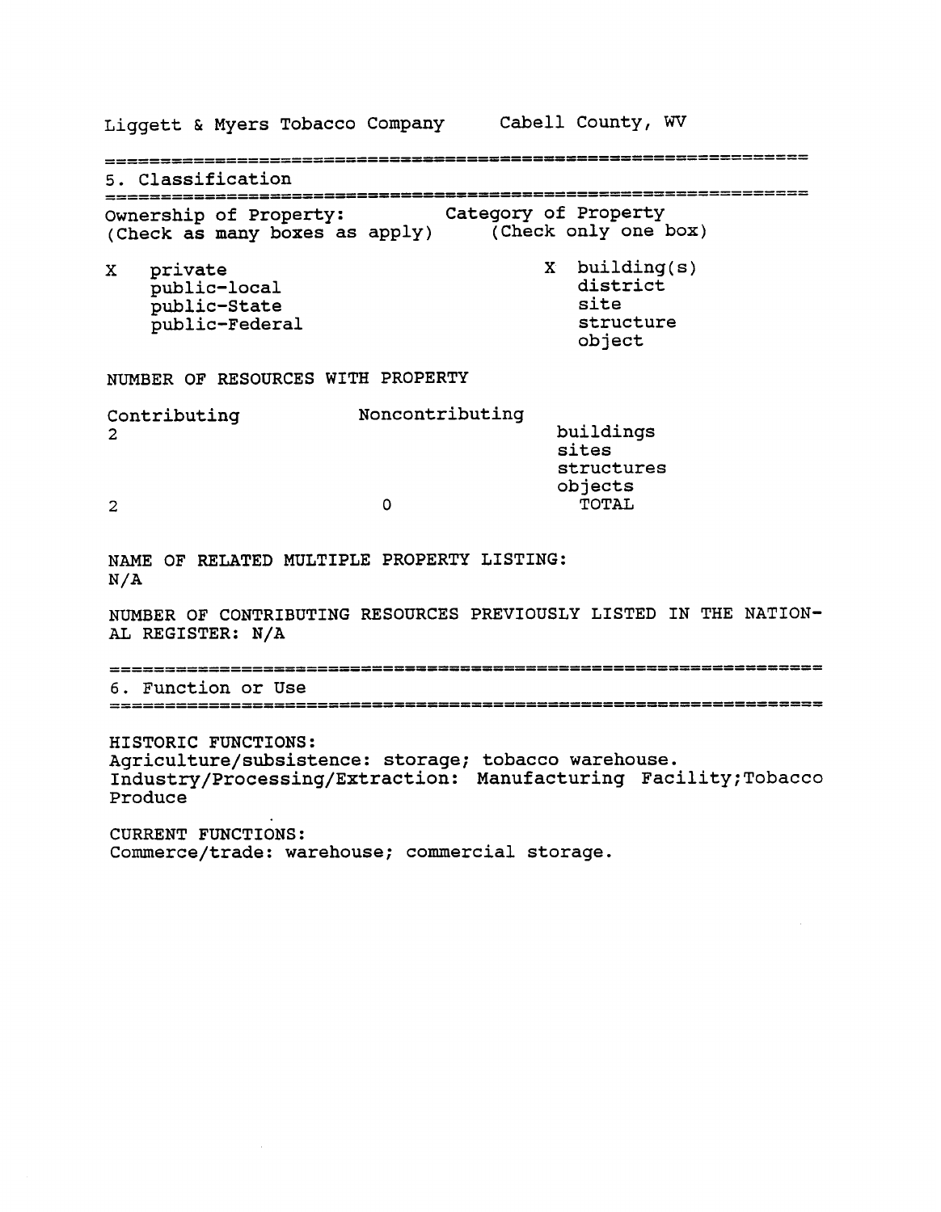Liggett & Myers Tobacco Company  Cabell County, WV

## 5. Classification

| Ownership of Property: (Check as many boxes as apply) | Category of Property (Check only one box) |
|---|---|
| X private | X building(s) |
| public-local | district |
| public-State | site |
| public-Federal | structure |
| | object |

NUMBER OF RESOURCES WITH PROPERTY

| Contributing | Noncontributing | |
|---|---|---|
| 2 | | buildings |
| | | sites |
| | | structures |
| | | objects |
| 2 | 0 | TOTAL |

NAME OF RELATED MULTIPLE PROPERTY LISTING:
N/A

NUMBER OF CONTRIBUTING RESOURCES PREVIOUSLY LISTED IN THE NATIONAL REGISTER: N/A

## 6. Function or Use

HISTORIC FUNCTIONS:
Agriculture/subsistence: storage; tobacco warehouse.
Industry/Processing/Extraction: Manufacturing Facility;Tobacco Produce

CURRENT FUNCTIONS:
Commerce/trade: warehouse; commercial storage.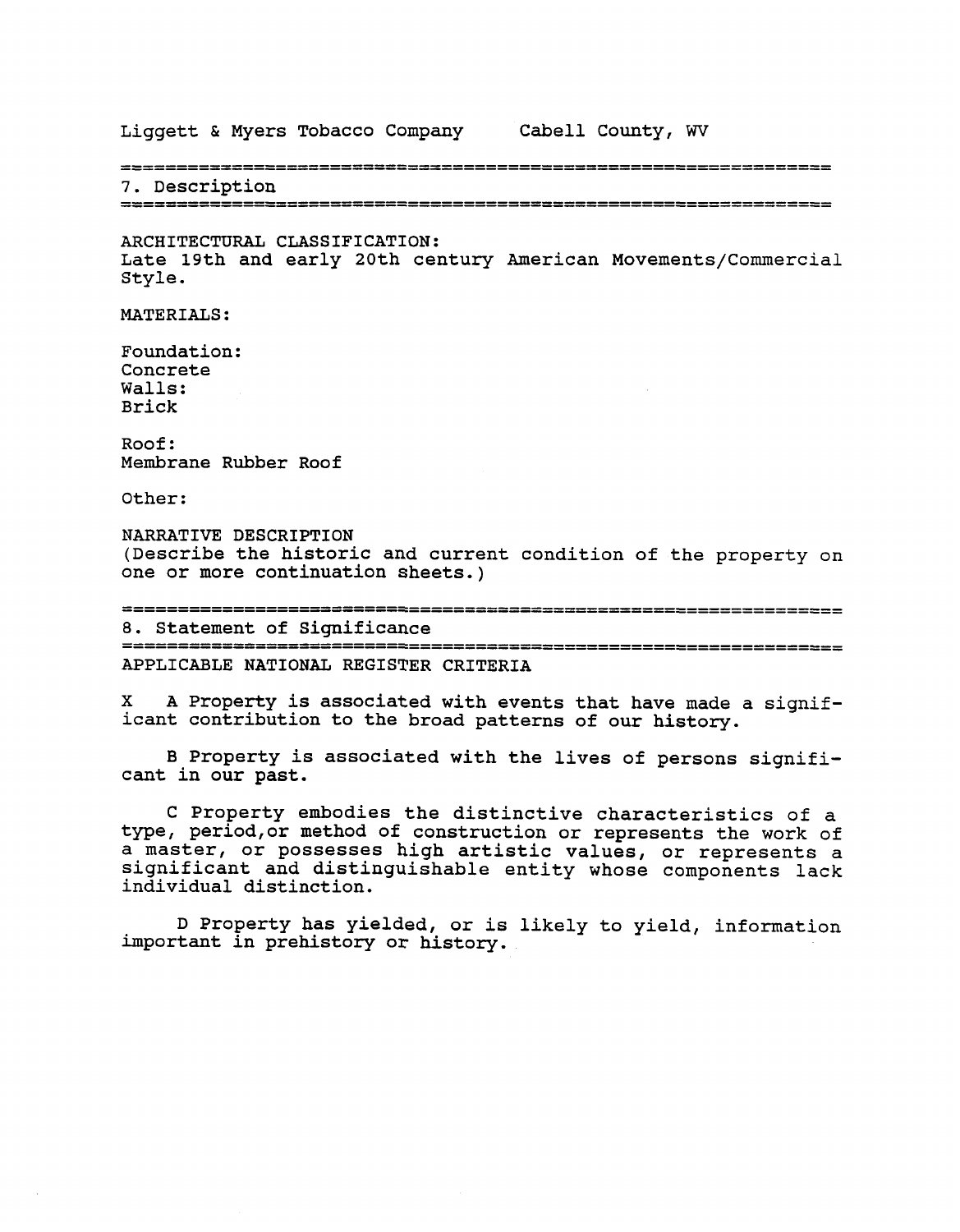Liggett & Myers Tobacco Company     Cabell County, WV

## 7. Description

ARCHITECTURAL CLASSIFICATION:
Late 19th and early 20th century American Movements/Commercial Style.

MATERIALS:

Foundation:
Concrete
Walls:
Brick

Roof:
Membrane Rubber Roof

Other:

NARRATIVE DESCRIPTION
(Describe the historic and current condition of the property on one or more continuation sheets.)

## 8. Statement of Significance

APPLICABLE NATIONAL REGISTER CRITERIA

X  A Property is associated with events that have made a significant contribution to the broad patterns of our history.

B Property is associated with the lives of persons significant in our past.

C Property embodies the distinctive characteristics of a type, period,or method of construction or represents the work of a master, or possesses high artistic values, or represents a significant and distinguishable entity whose components lack individual distinction.

D Property has yielded, or is likely to yield, information important in prehistory or history.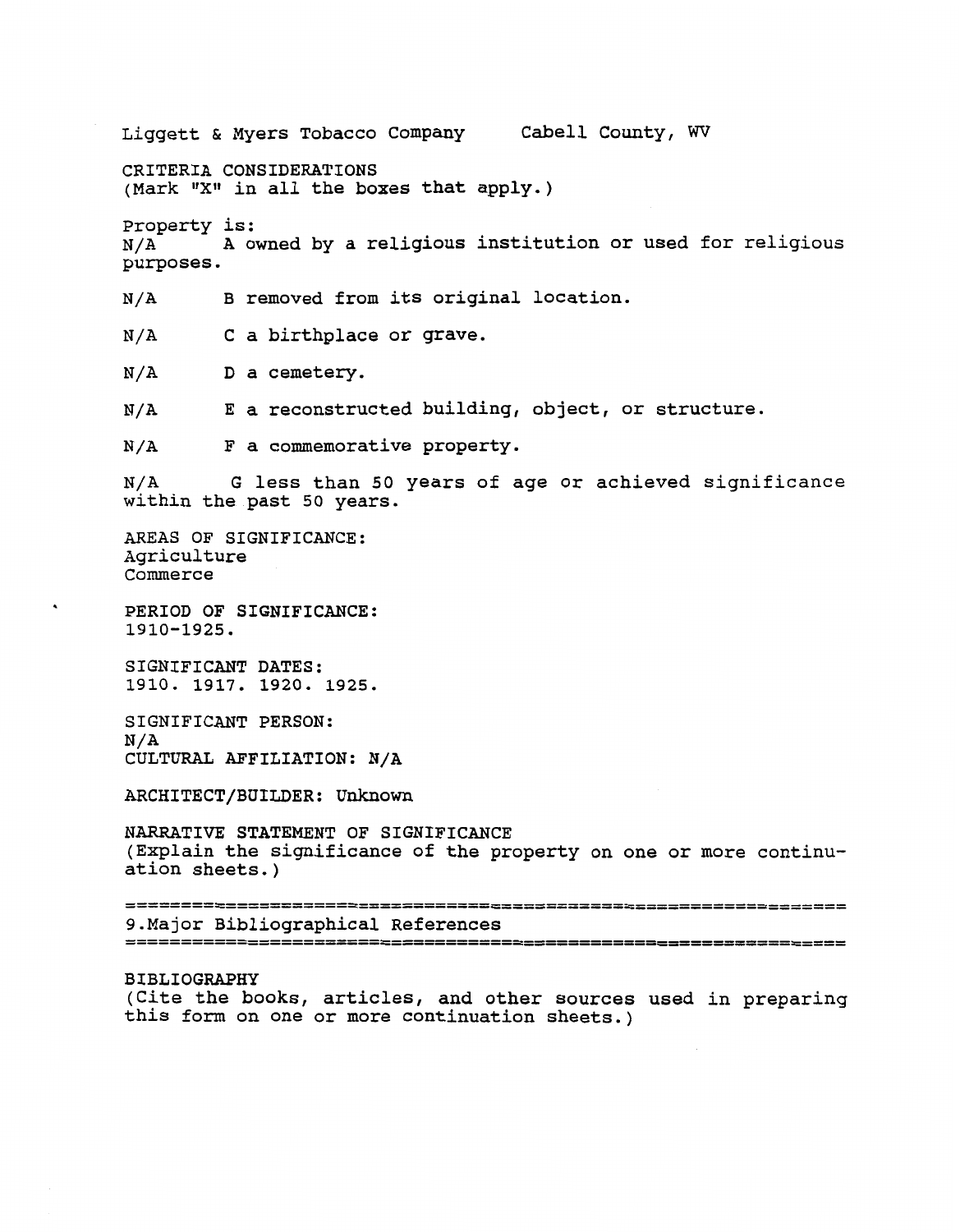Liggett & Myers Tobacco Company Cabell County, WV

CRITERIA CONSIDERATIONS
(Mark "X" in all the boxes that apply.)

Property is:

N/A A owned by a religious institution or used for religious purposes.

N/A B removed from its original location.

N/A C a birthplace or grave.

N/A D a cemetery.

N/A E a reconstructed building, object, or structure.

N/A F a commemorative property.

N/A G less than 50 years of age or achieved significance within the past 50 years.

AREAS OF SIGNIFICANCE:
Agriculture
Commerce

PERIOD OF SIGNIFICANCE:
1910-1925.

SIGNIFICANT DATES:
1910. 1917. 1920. 1925.

SIGNIFICANT PERSON:
N/A

CULTURAL AFFILIATION: N/A

ARCHITECT/BUILDER: Unknown

NARRATIVE STATEMENT OF SIGNIFICANCE
(Explain the significance of the property on one or more continuation sheets.)

## 9. Major Bibliographical References

BIBLIOGRAPHY
(Cite the books, articles, and other sources used in preparing this form on one or more continuation sheets.)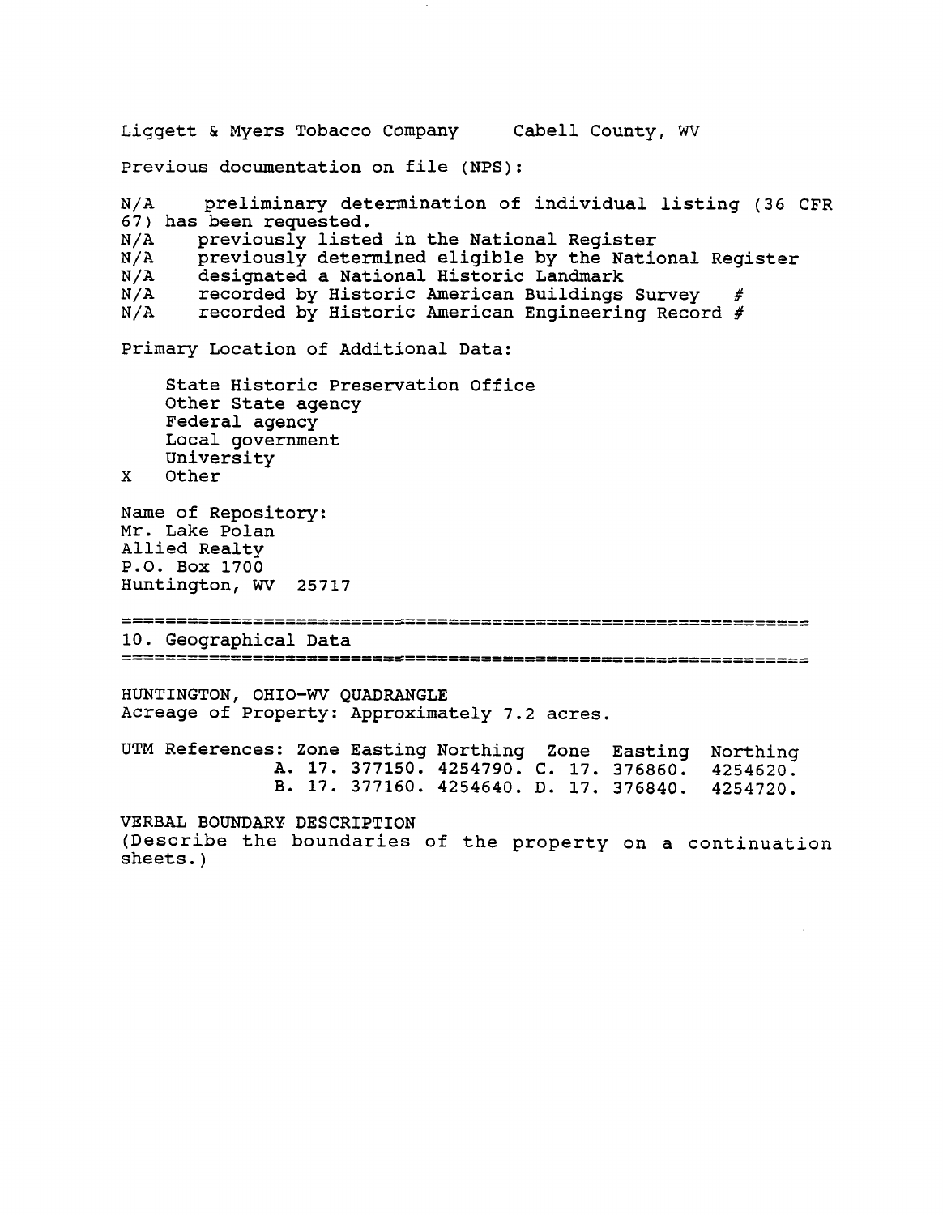Liggett & Myers Tobacco Company     Cabell County, WV

Previous documentation on file (NPS):

N/A  preliminary determination of individual listing (36 CFR 67) has been requested.
N/A  previously listed in the National Register
N/A  previously determined eligible by the National Register
N/A  designated a National Historic Landmark
N/A  recorded by Historic American Buildings Survey #
N/A  recorded by Historic American Engineering Record #

Primary Location of Additional Data:

- State Historic Preservation Office
- Other State agency
- Federal agency
- Local government
- University
- X Other

Name of Repository:
Mr. Lake Polan
Allied Realty
P.O. Box 1700
Huntington, WV 25717

## 10. Geographical Data

HUNTINGTON, OHIO-WV QUADRANGLE
Acreage of Property: Approximately 7.2 acres.

UTM References:

| | Zone | Easting | Northing | | Zone | Easting | Northing |
|---|---|---|---|---|---|---|---|
| A. | 17. | 377150. | 4254790. | C. | 17. | 376860. | 4254620. |
| B. | 17. | 377160. | 4254640. | D. | 17. | 376840. | 4254720. |

VERBAL BOUNDARY DESCRIPTION
(Describe the boundaries of the property on a continuation sheets.)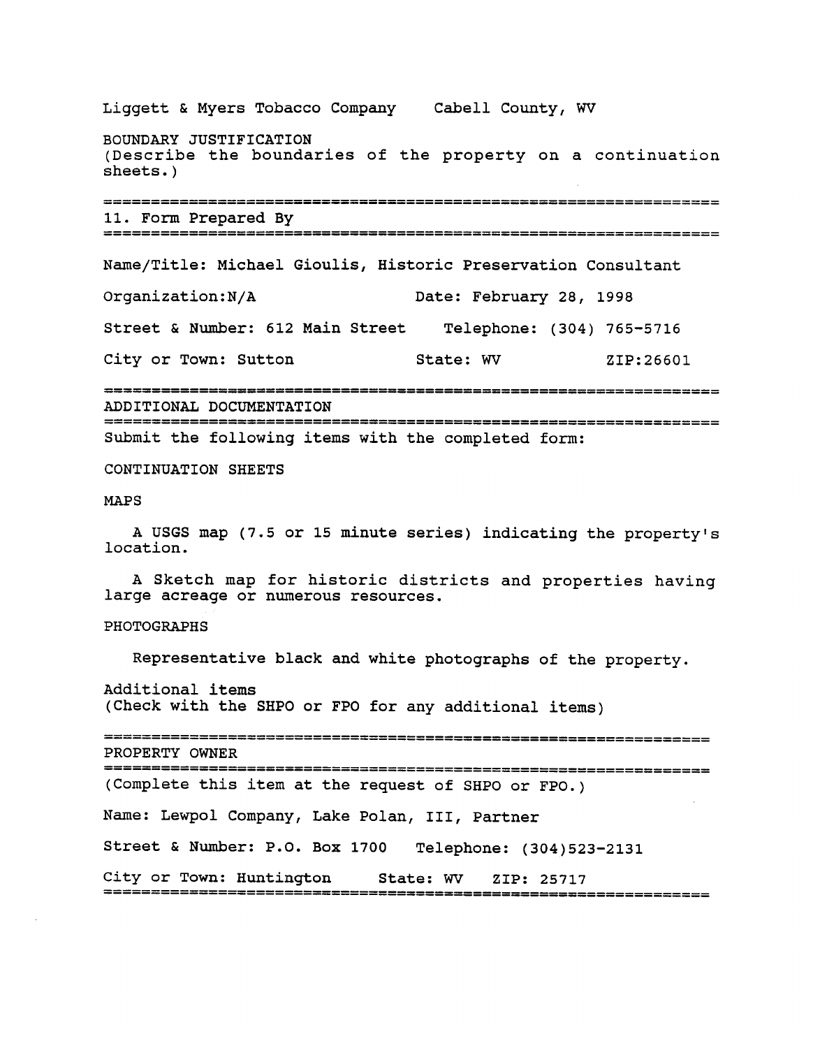Liggett & Myers Tobacco Company    Cabell County, WV

BOUNDARY JUSTIFICATION
(Describe the boundaries of the property on a continuation sheets.)

## 11. Form Prepared By

Name/Title: Michael Gioulis, Historic Preservation Consultant

Organization:N/A    Date: February 28, 1998

Street & Number: 612 Main Street    Telephone: (304) 765-5716

City or Town: Sutton    State: WV    ZIP:26601

## ADDITIONAL DOCUMENTATION

Submit the following items with the completed form:

CONTINUATION SHEETS

MAPS

A USGS map (7.5 or 15 minute series) indicating the property's location.

A Sketch map for historic districts and properties having large acreage or numerous resources.

PHOTOGRAPHS

Representative black and white photographs of the property.

Additional items
(Check with the SHPO or FPO for any additional items)

## PROPERTY OWNER

(Complete this item at the request of SHPO or FPO.)

Name: Lewpol Company, Lake Polan, III, Partner

Street & Number: P.O. Box 1700    Telephone: (304)523-2131

City or Town: Huntington    State: WV    ZIP: 25717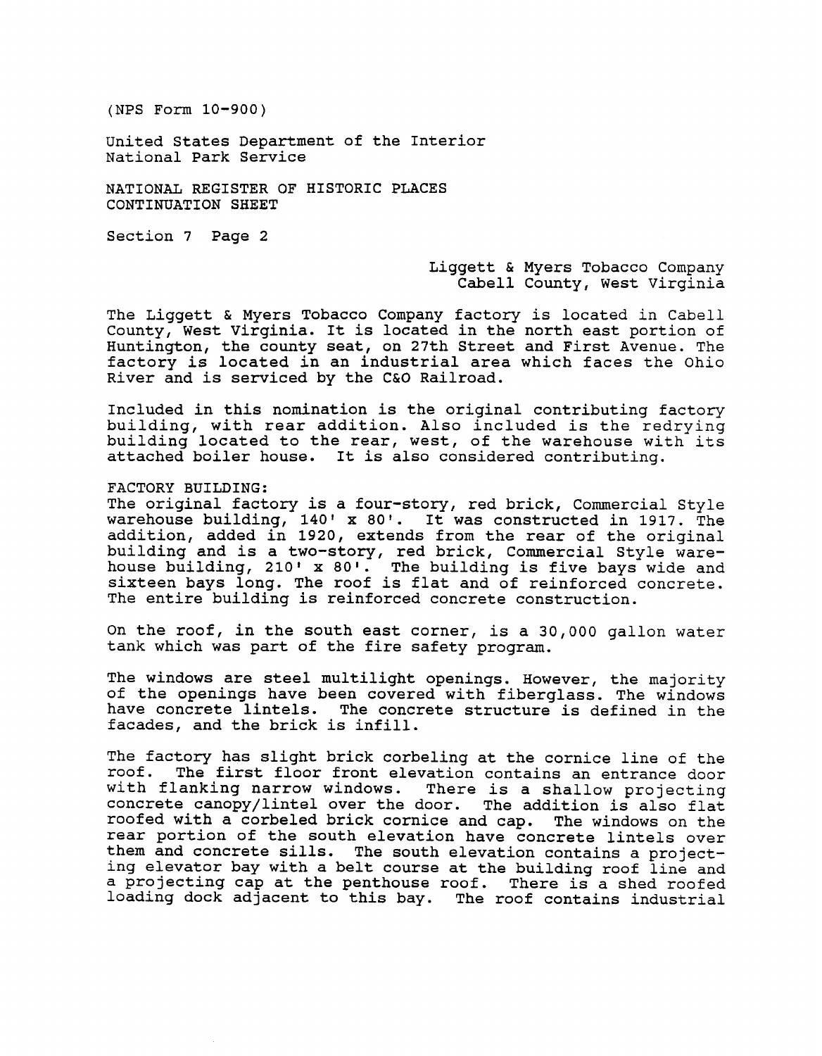(NPS Form 10-900)

United States Department of the Interior
National Park Service

NATIONAL REGISTER OF HISTORIC PLACES
CONTINUATION SHEET

Section 7 Page 2

Liggett & Myers Tobacco Company
Cabell County, West Virginia

The Liggett & Myers Tobacco Company factory is located in Cabell County, West Virginia. It is located in the north east portion of Huntington, the county seat, on 27th Street and First Avenue. The factory is located in an industrial area which faces the Ohio River and is serviced by the C&O Railroad.

Included in this nomination is the original contributing factory building, with rear addition. Also included is the redrying building located to the rear, west, of the warehouse with its attached boiler house. It is also considered contributing.

FACTORY BUILDING:
The original factory is a four-story, red brick, Commercial Style warehouse building, 140' x 80'. It was constructed in 1917. The addition, added in 1920, extends from the rear of the original building and is a two-story, red brick, Commercial Style warehouse building, 210' x 80'. The building is five bays wide and sixteen bays long. The roof is flat and of reinforced concrete. The entire building is reinforced concrete construction.

On the roof, in the south east corner, is a 30,000 gallon water tank which was part of the fire safety program.

The windows are steel multilight openings. However, the majority of the openings have been covered with fiberglass. The windows have concrete lintels. The concrete structure is defined in the facades, and the brick is infill.

The factory has slight brick corbeling at the cornice line of the roof. The first floor front elevation contains an entrance door with flanking narrow windows. There is a shallow projecting concrete canopy/lintel over the door. The addition is also flat roofed with a corbeled brick cornice and cap. The windows on the rear portion of the south elevation have concrete lintels over them and concrete sills. The south elevation contains a projecting elevator bay with a belt course at the building roof line and a projecting cap at the penthouse roof. There is a shed roofed loading dock adjacent to this bay. The roof contains industrial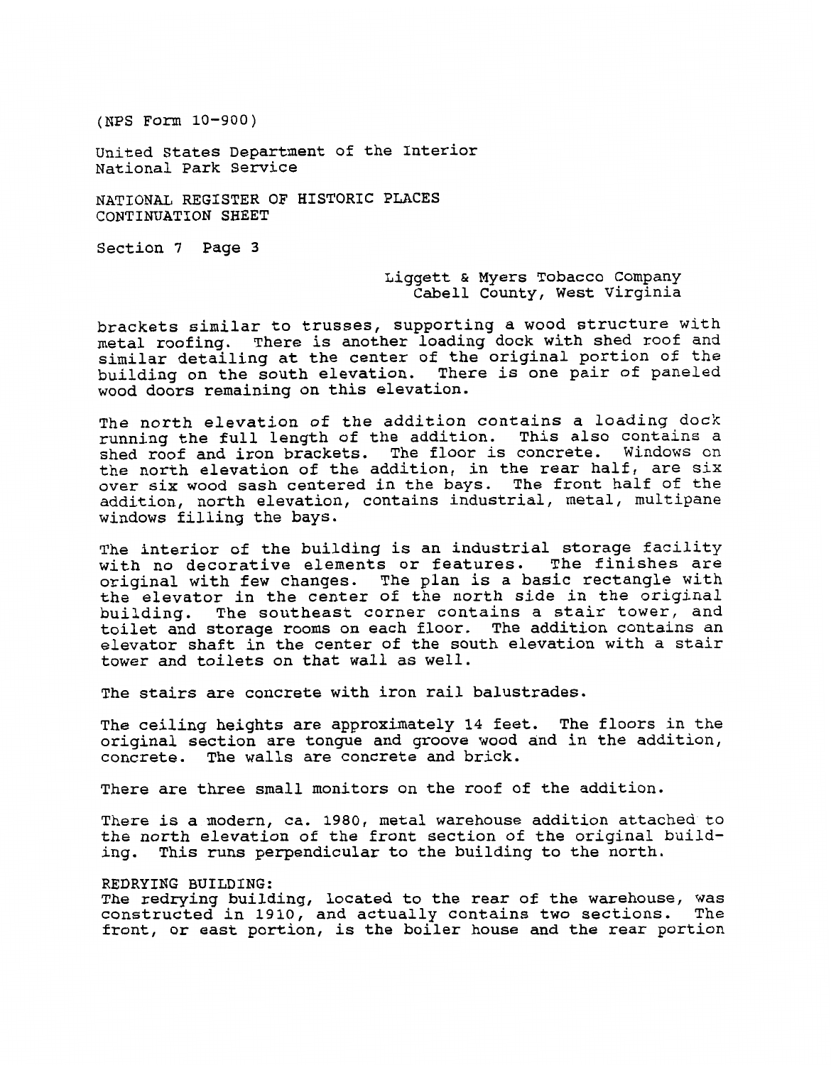brackets similar to trusses, supporting a wood structure with metal roofing. There is another loading dock with shed roof and similar detailing at the center of the original portion of the building on the south elevation. There is one pair of paneled wood doors remaining on this elevation.

The north elevation of the addition contains a loading dock running the full length of the addition. This also contains a shed roof and iron brackets. The floor is concrete. Windows on the north elevation of the addition, in the rear half, are six over six wood sash centered in the bays. The front half of the addition, north elevation, contains industrial, metal, multipane windows filling the bays.

The interior of the building is an industrial storage facility with no decorative elements or features. The finishes are original with few changes. The plan is a basic rectangle with the elevator in the center of the north side in the original building. The southeast corner contains a stair tower, and toilet and storage rooms on each floor. The addition contains an elevator shaft in the center of the south elevation with a stair tower and toilets on that wall as well.

The stairs are concrete with iron rail balustrades.

The ceiling heights are approximately 14 feet. The floors in the original section are tongue and groove wood and in the addition, concrete. The walls are concrete and brick.

There are three small monitors on the roof of the addition.

There is a modern, ca. 1980, metal warehouse addition attached to the north elevation of the front section of the original building. This runs perpendicular to the building to the north.

REDRYING BUILDING:
The redrying building, located to the rear of the warehouse, was constructed in 1910, and actually contains two sections. The front, or east portion, is the boiler house and the rear portion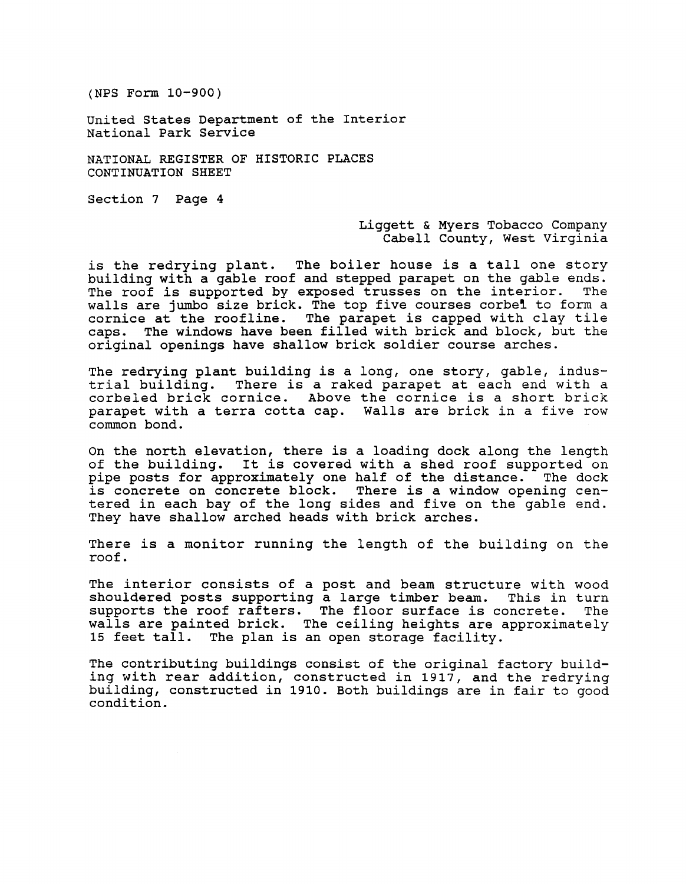is the redrying plant. The boiler house is a tall one story building with a gable roof and stepped parapet on the gable ends. The roof is supported by exposed trusses on the interior. The walls are jumbo size brick. The top five courses corbel to form a cornice at the roofline. The parapet is capped with clay tile caps. The windows have been filled with brick and block, but the original openings have shallow brick soldier course arches.

The redrying plant building is a long, one story, gable, industrial building. There is a raked parapet at each end with a corbeled brick cornice. Above the cornice is a short brick parapet with a terra cotta cap. Walls are brick in a five row common bond.

On the north elevation, there is a loading dock along the length of the building. It is covered with a shed roof supported on pipe posts for approximately one half of the distance. The dock is concrete on concrete block. There is a window opening centered in each bay of the long sides and five on the gable end. They have shallow arched heads with brick arches.

There is a monitor running the length of the building on the roof.

The interior consists of a post and beam structure with wood shouldered posts supporting a large timber beam. This in turn supports the roof rafters. The floor surface is concrete. The walls are painted brick. The ceiling heights are approximately 15 feet tall. The plan is an open storage facility.

The contributing buildings consist of the original factory building with rear addition, constructed in 1917, and the redrying building, constructed in 1910. Both buildings are in fair to good condition.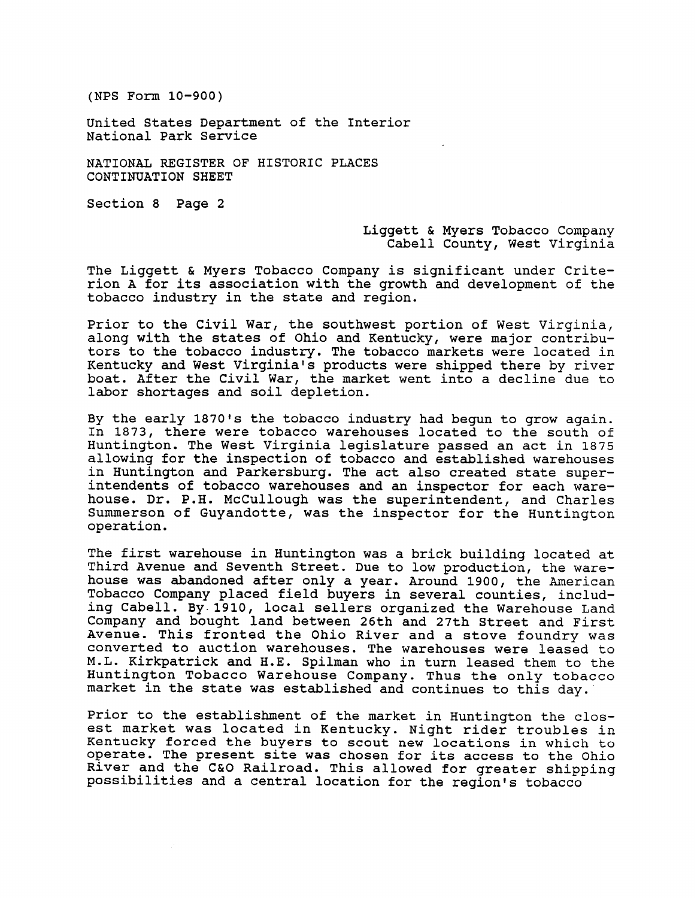(NPS Form 10-900)

United States Department of the Interior
National Park Service

NATIONAL REGISTER OF HISTORIC PLACES
CONTINUATION SHEET

Section 8 Page 2

Liggett & Myers Tobacco Company
Cabell County, West Virginia

The Liggett & Myers Tobacco Company is significant under Criterion A for its association with the growth and development of the tobacco industry in the state and region.

Prior to the Civil War, the southwest portion of West Virginia, along with the states of Ohio and Kentucky, were major contributors to the tobacco industry. The tobacco markets were located in Kentucky and West Virginia's products were shipped there by river boat. After the Civil War, the market went into a decline due to labor shortages and soil depletion.

By the early 1870's the tobacco industry had begun to grow again. In 1873, there were tobacco warehouses located to the south of Huntington. The West Virginia legislature passed an act in 1875 allowing for the inspection of tobacco and established warehouses in Huntington and Parkersburg. The act also created state superintendents of tobacco warehouses and an inspector for each warehouse. Dr. P.H. McCullough was the superintendent, and Charles Summerson of Guyandotte, was the inspector for the Huntington operation.

The first warehouse in Huntington was a brick building located at Third Avenue and Seventh Street. Due to low production, the warehouse was abandoned after only a year. Around 1900, the American Tobacco Company placed field buyers in several counties, including Cabell. By 1910, local sellers organized the Warehouse Land Company and bought land between 26th and 27th Street and First Avenue. This fronted the Ohio River and a stove foundry was converted to auction warehouses. The warehouses were leased to M.L. Kirkpatrick and H.E. Spilman who in turn leased them to the Huntington Tobacco Warehouse Company. Thus the only tobacco market in the state was established and continues to this day.

Prior to the establishment of the market in Huntington the closest market was located in Kentucky. Night rider troubles in Kentucky forced the buyers to scout new locations in which to operate. The present site was chosen for its access to the Ohio River and the C&O Railroad. This allowed for greater shipping possibilities and a central location for the region's tobacco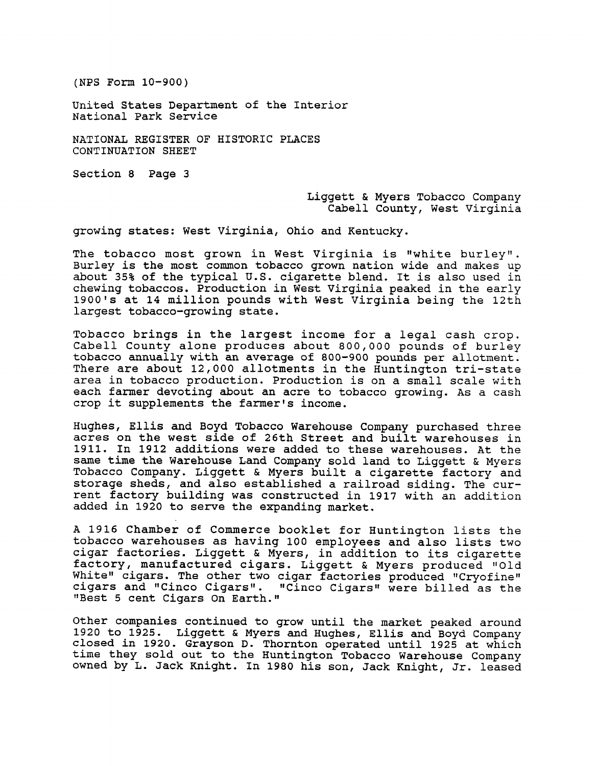growing states: West Virginia, Ohio and Kentucky.

The tobacco most grown in West Virginia is "white burley". Burley is the most common tobacco grown nation wide and makes up about 35% of the typical U.S. cigarette blend. It is also used in chewing tobaccos. Production in West Virginia peaked in the early 1900's at 14 million pounds with West Virginia being the 12th largest tobacco-growing state.

Tobacco brings in the largest income for a legal cash crop. Cabell County alone produces about 800,000 pounds of burley tobacco annually with an average of 800-900 pounds per allotment. There are about 12,000 allotments in the Huntington tri-state area in tobacco production. Production is on a small scale with each farmer devoting about an acre to tobacco growing. As a cash crop it supplements the farmer's income.

Hughes, Ellis and Boyd Tobacco Warehouse Company purchased three acres on the west side of 26th Street and built warehouses in 1911. In 1912 additions were added to these warehouses. At the same time the Warehouse Land Company sold land to Liggett & Myers Tobacco Company. Liggett & Myers built a cigarette factory and storage sheds, and also established a railroad siding. The current factory building was constructed in 1917 with an addition added in 1920 to serve the expanding market.

A 1916 Chamber of Commerce booklet for Huntington lists the tobacco warehouses as having 100 employees and also lists two cigar factories. Liggett & Myers, in addition to its cigarette factory, manufactured cigars. Liggett & Myers produced "Old White" cigars. The other two cigar factories produced "Cryofine" cigars and "Cinco Cigars". "Cinco Cigars" were billed as the "Best 5 cent Cigars On Earth."

Other companies continued to grow until the market peaked around 1920 to 1925. Liggett & Myers and Hughes, Ellis and Boyd Company closed in 1920. Grayson D. Thornton operated until 1925 at which time they sold out to the Huntington Tobacco Warehouse Company owned by L. Jack Knight. In 1980 his son, Jack Knight, Jr. leased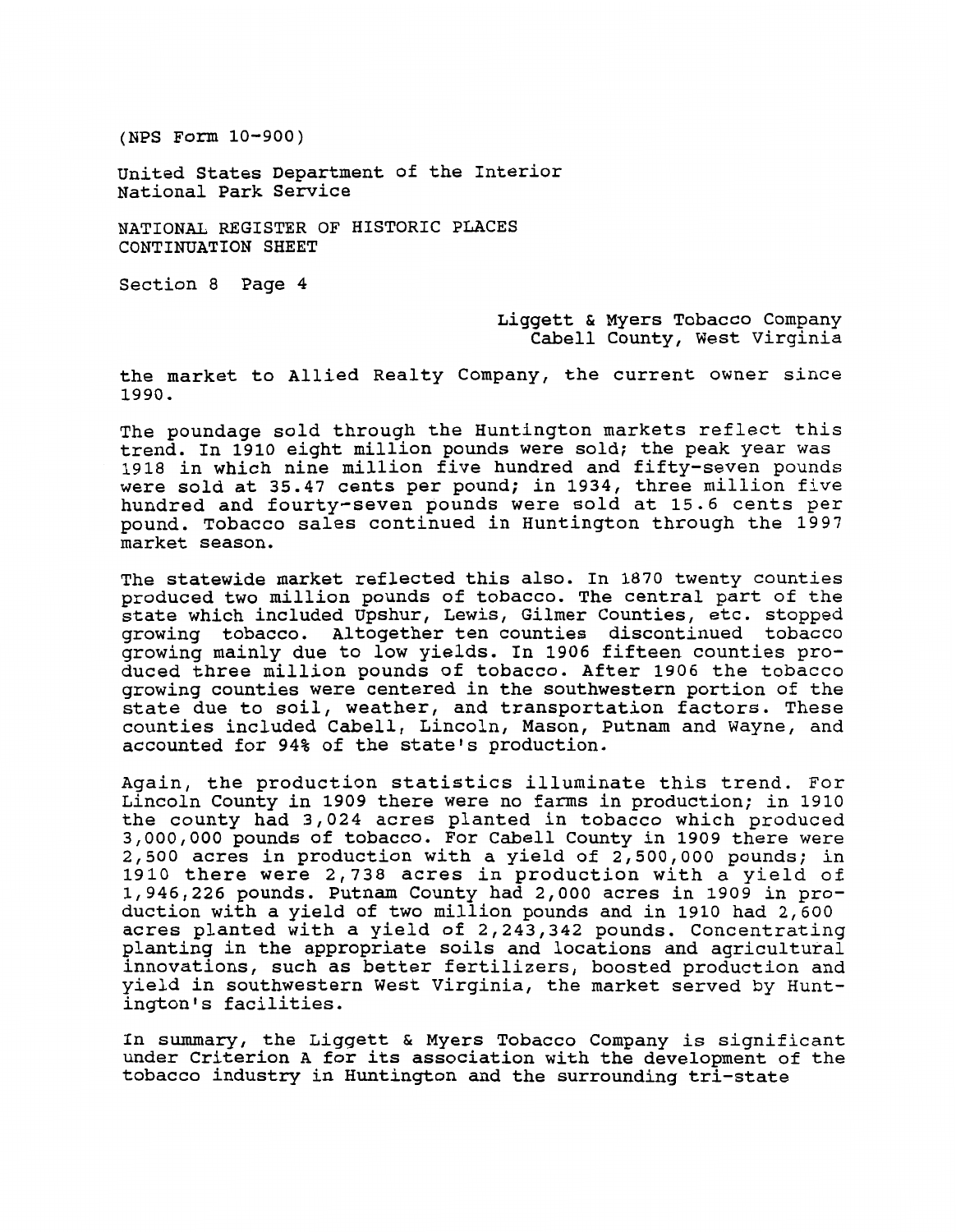the market to Allied Realty Company, the current owner since 1990.

The poundage sold through the Huntington markets reflect this trend. In 1910 eight million pounds were sold; the peak year was 1918 in which nine million five hundred and fifty-seven pounds were sold at 35.47 cents per pound; in 1934, three million five hundred and fourty-seven pounds were sold at 15.6 cents per pound. Tobacco sales continued in Huntington through the 1997 market season.

The statewide market reflected this also. In 1870 twenty counties produced two million pounds of tobacco. The central part of the state which included Upshur, Lewis, Gilmer Counties, etc. stopped growing tobacco. Altogether ten counties discontinued tobacco growing mainly due to low yields. In 1906 fifteen counties produced three million pounds of tobacco. After 1906 the tobacco growing counties were centered in the southwestern portion of the state due to soil, weather, and transportation factors. These counties included Cabell, Lincoln, Mason, Putnam and Wayne, and accounted for 94% of the state's production.

Again, the production statistics illuminate this trend. For Lincoln County in 1909 there were no farms in production; in 1910 the county had 3,024 acres planted in tobacco which produced 3,000,000 pounds of tobacco. For Cabell County in 1909 there were 2,500 acres in production with a yield of 2,500,000 pounds; in 1910 there were 2,738 acres in production with a yield of 1,946,226 pounds. Putnam County had 2,000 acres in 1909 in production with a yield of two million pounds and in 1910 had 2,600 acres planted with a yield of 2,243,342 pounds. Concentrating planting in the appropriate soils and locations and agricultural innovations, such as better fertilizers, boosted production and yield in southwestern West Virginia, the market served by Huntington's facilities.

In summary, the Liggett & Myers Tobacco Company is significant under Criterion A for its association with the development of the tobacco industry in Huntington and the surrounding tri-state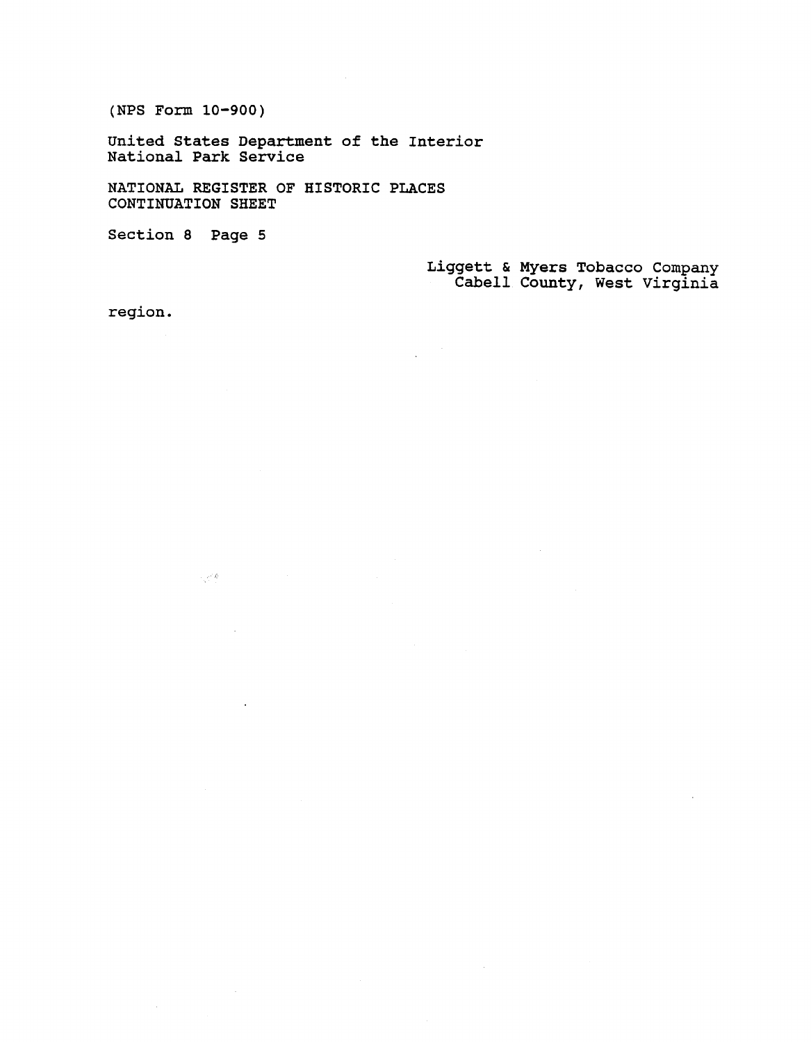region.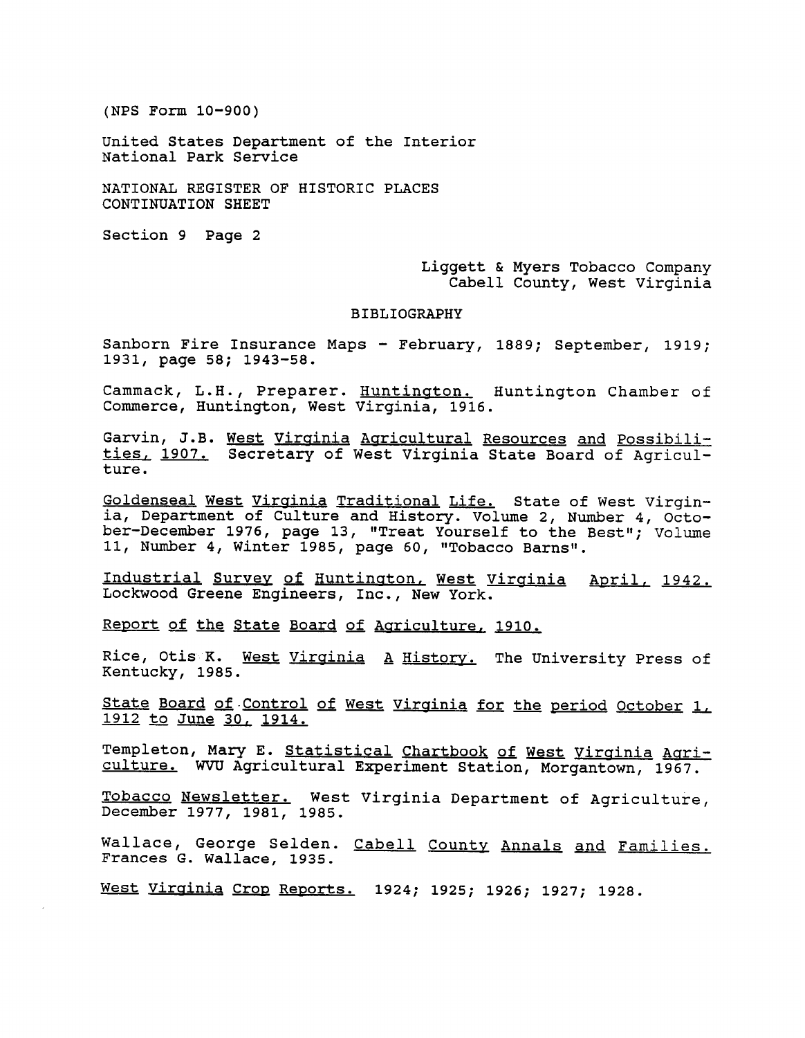(NPS Form 10-900)

United States Department of the Interior
National Park Service

NATIONAL REGISTER OF HISTORIC PLACES
CONTINUATION SHEET

Section 9 Page 2

Liggett & Myers Tobacco Company
Cabell County, West Virginia

## BIBLIOGRAPHY

Sanborn Fire Insurance Maps - February, 1889; September, 1919; 1931, page 58; 1943-58.

Cammack, L.H., Preparer. Huntington. Huntington Chamber of Commerce, Huntington, West Virginia, 1916.

Garvin, J.B. West Virginia Agricultural Resources and Possibilities, 1907. Secretary of West Virginia State Board of Agriculture.

Goldenseal West Virginia Traditional Life. State of West Virginia, Department of Culture and History. Volume 2, Number 4, October-December 1976, page 13, "Treat Yourself to the Best"; Volume 11, Number 4, Winter 1985, page 60, "Tobacco Barns".

Industrial Survey of Huntington, West Virginia April, 1942. Lockwood Greene Engineers, Inc., New York.

Report of the State Board of Agriculture, 1910.

Rice, Otis K. West Virginia A History. The University Press of Kentucky, 1985.

State Board of Control of West Virginia for the period October 1, 1912 to June 30, 1914.

Templeton, Mary E. Statistical Chartbook of West Virginia Agriculture. WVU Agricultural Experiment Station, Morgantown, 1967.

Tobacco Newsletter. West Virginia Department of Agriculture, December 1977, 1981, 1985.

Wallace, George Selden. Cabell County Annals and Families. Frances G. Wallace, 1935.

West Virginia Crop Reports. 1924; 1925; 1926; 1927; 1928.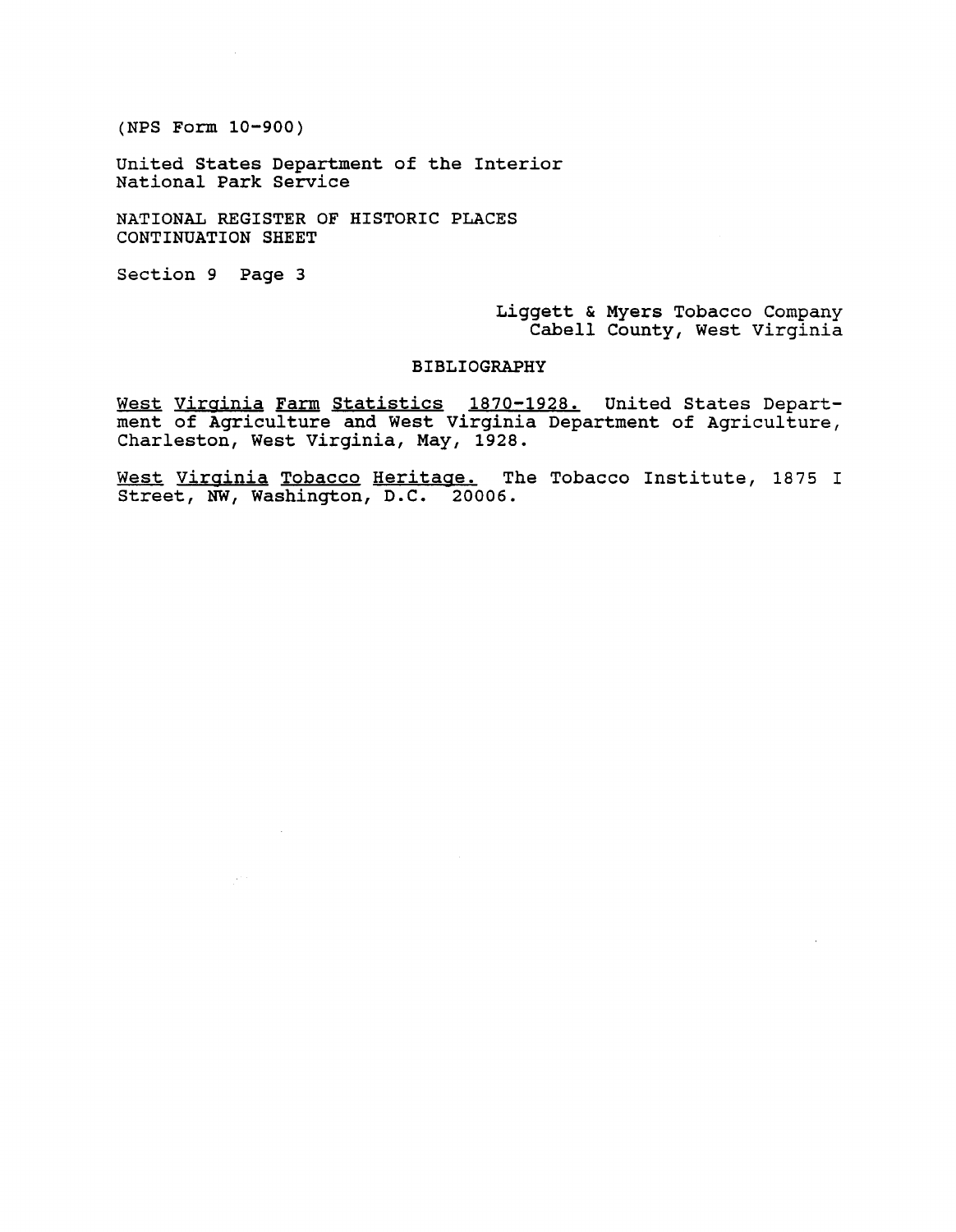(NPS Form 10-900)

United States Department of the Interior
National Park Service

NATIONAL REGISTER OF HISTORIC PLACES
CONTINUATION SHEET

Section 9 Page 3

Liggett & Myers Tobacco Company
Cabell County, West Virginia

BIBLIOGRAPHY

West Virginia Farm Statistics 1870-1928. United States Department of Agriculture and West Virginia Department of Agriculture, Charleston, West Virginia, May, 1928.

West Virginia Tobacco Heritage. The Tobacco Institute, 1875 I Street, NW, Washington, D.C. 20006.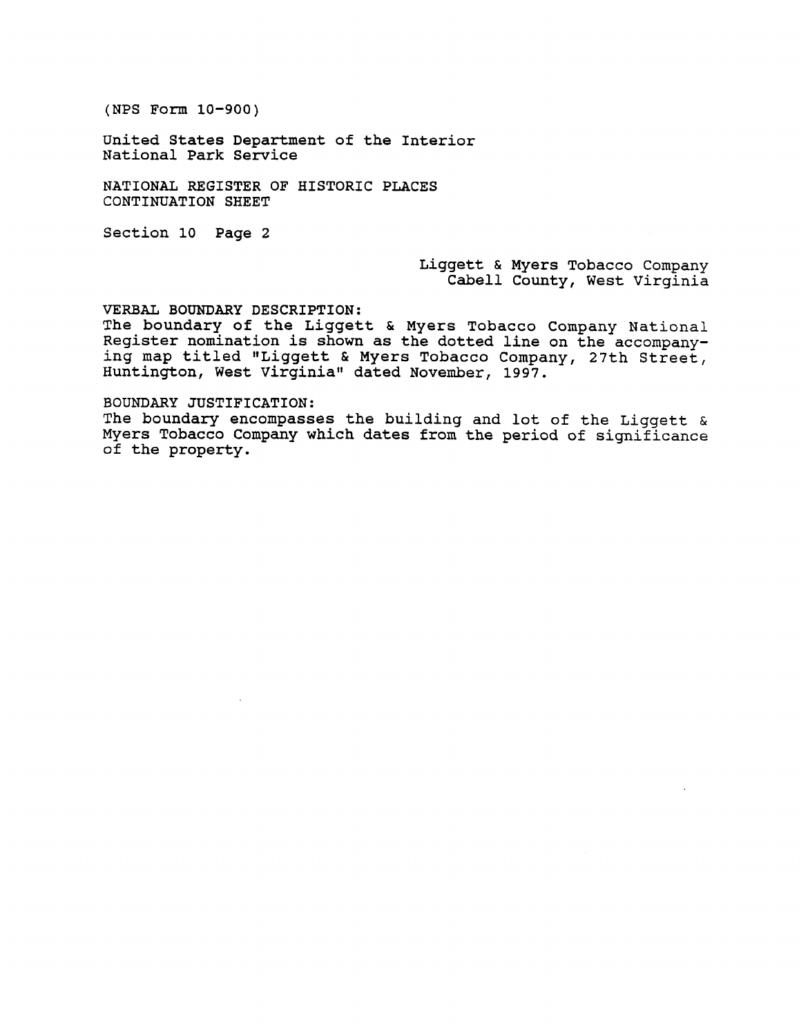(NPS Form 10-900)

United States Department of the Interior
National Park Service

NATIONAL REGISTER OF HISTORIC PLACES
CONTINUATION SHEET

Section 10 Page 2

Liggett & Myers Tobacco Company
Cabell County, West Virginia

VERBAL BOUNDARY DESCRIPTION:
The boundary of the Liggett & Myers Tobacco Company National Register nomination is shown as the dotted line on the accompanying map titled "Liggett & Myers Tobacco Company, 27th Street, Huntington, West Virginia" dated November, 1997.

BOUNDARY JUSTIFICATION:
The boundary encompasses the building and lot of the Liggett & Myers Tobacco Company which dates from the period of significance of the property.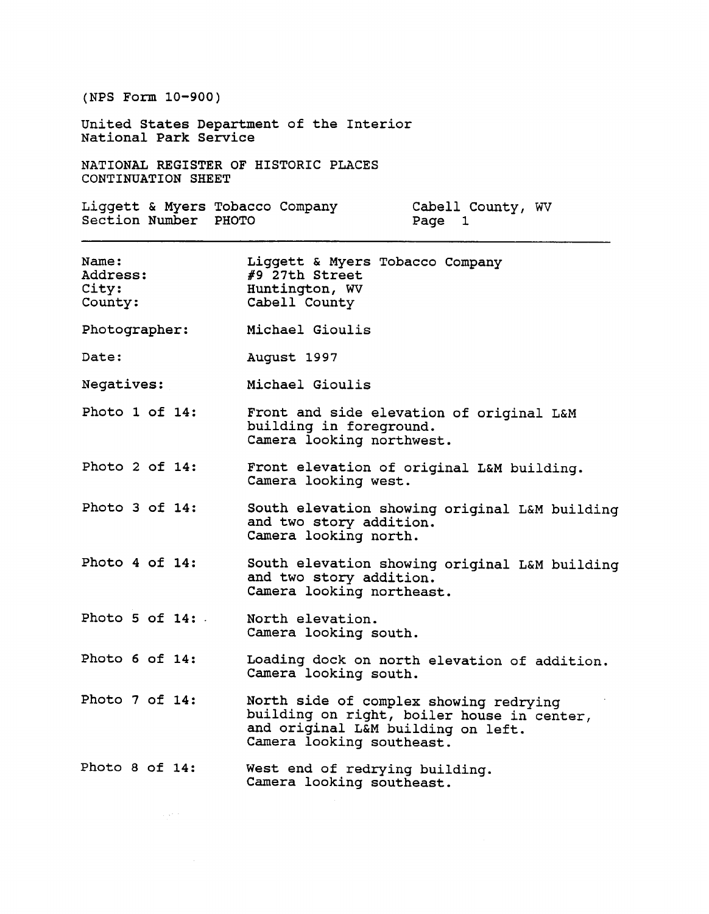(NPS Form 10-900)

United States Department of the Interior
National Park Service

NATIONAL REGISTER OF HISTORIC PLACES
CONTINUATION SHEET

Liggett & Myers Tobacco Company — Cabell County, WV
Section Number PHOTO — Page 1

---

| | |
|---|---|
| Name: | Liggett & Myers Tobacco Company |
| Address: | #9 27th Street |
| City: | Huntington, WV |
| County: | Cabell County |
| Photographer: | Michael Gioulis |
| Date: | August 1997 |
| Negatives: | Michael Gioulis |
| Photo 1 of 14: | Front and side elevation of original L&M building in foreground. Camera looking northwest. |
| Photo 2 of 14: | Front elevation of original L&M building. Camera looking west. |
| Photo 3 of 14: | South elevation showing original L&M building and two story addition. Camera looking north. |
| Photo 4 of 14: | South elevation showing original L&M building and two story addition. Camera looking northeast. |
| Photo 5 of 14: | North elevation. Camera looking south. |
| Photo 6 of 14: | Loading dock on north elevation of addition. Camera looking south. |
| Photo 7 of 14: | North side of complex showing redrying building on right, boiler house in center, and original L&M building on left. Camera looking southeast. |
| Photo 8 of 14: | West end of redrying building. Camera looking southeast. |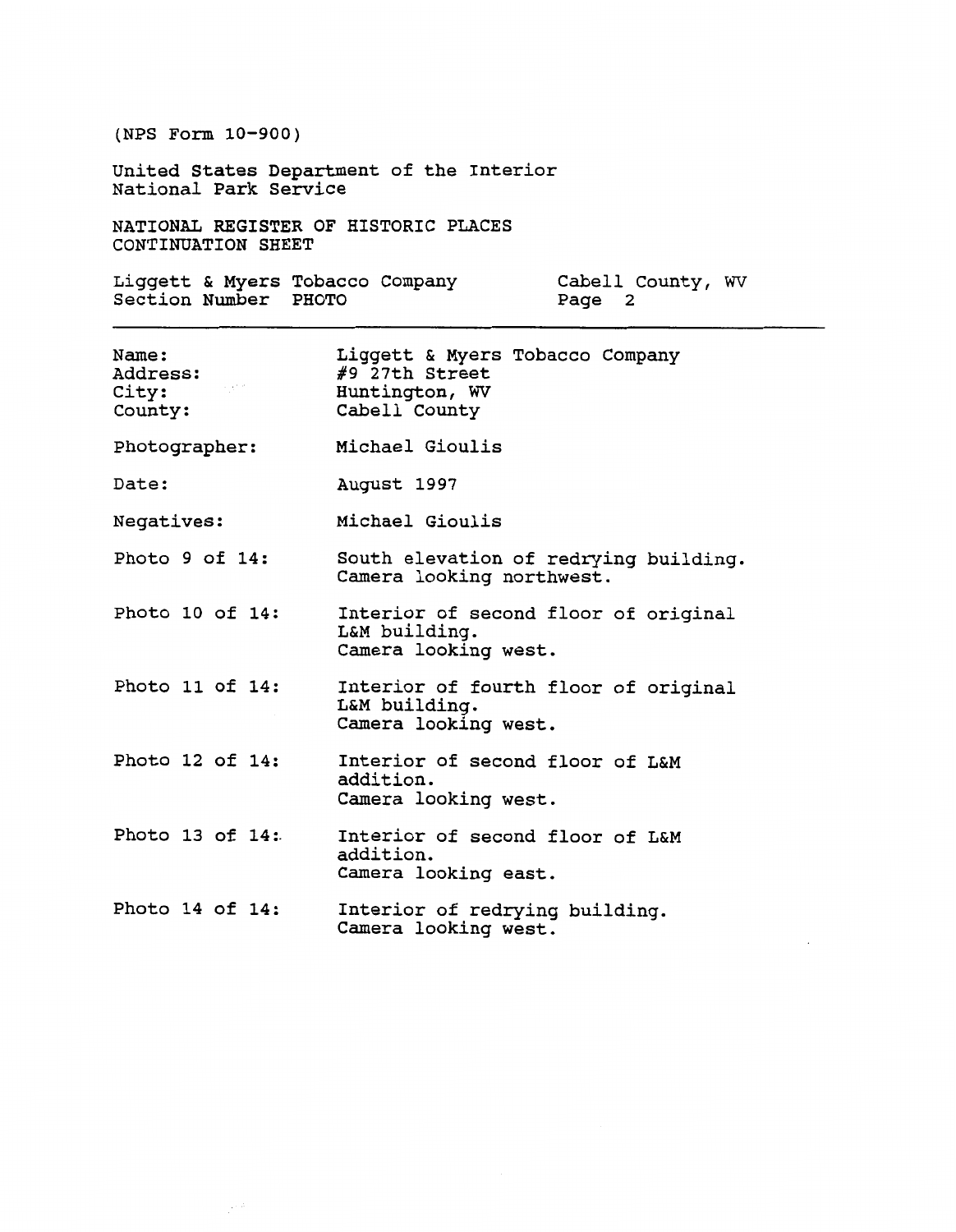(NPS Form 10-900)

United States Department of the Interior
National Park Service

NATIONAL REGISTER OF HISTORIC PLACES
CONTINUATION SHEET

Liggett & Myers Tobacco Company — Cabell County, WV
Section Number PHOTO — Page 2

---

Name: Liggett & Myers Tobacco Company
Address: #9 27th Street
City: Huntington, WV
County: Cabell County

Photographer: Michael Gioulis

Date: August 1997

Negatives: Michael Gioulis

Photo 9 of 14: South elevation of redrying building.
Camera looking northwest.

Photo 10 of 14: Interior of second floor of original L&M building.
Camera looking west.

Photo 11 of 14: Interior of fourth floor of original L&M building.
Camera looking west.

Photo 12 of 14: Interior of second floor of L&M addition.
Camera looking west.

Photo 13 of 14: Interior of second floor of L&M addition.
Camera looking east.

Photo 14 of 14: Interior of redrying building.
Camera looking west.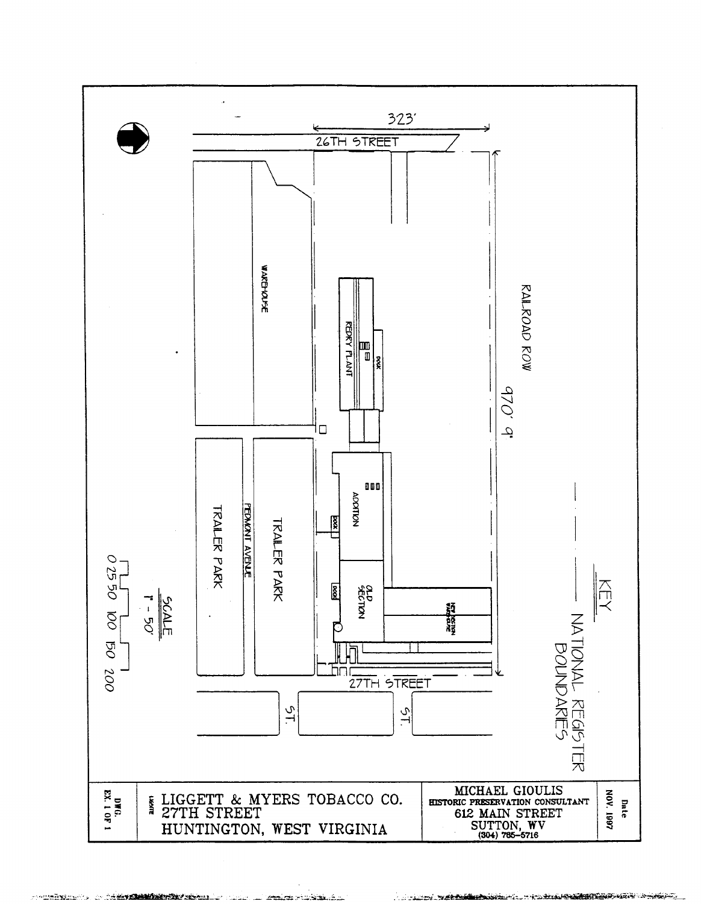323'

26TH STREET

WAREHOUSE

REDRY PLANT

DOCK

RAILROAD ROW

970' 9"

ADDITION

DOCK

OLD SECTION

DOCK

NEW SECTION WAREHOUSE

TRAILER PARK

PIEDMONT AVENUE

TRAILER PARK

27TH STREET

ST.

ST.

KEY

— — — NATIONAL REGISTER BOUNDARIES

SCALE
1" - 50'

0 25 50 100 150 200

| DWG. EX. 1 OF 1 | LIGGETT & MYERS TOBACCO CO.<br>27TH STREET<br>HUNTINGTON, WEST VIRGINIA | MICHAEL GIOULIS<br>HISTORIC PRESERVATION CONSULTANT<br>612 MAIN STREET<br>SUTTON, WV<br>(304) 765-5716 | Date NOV. 1997 |
|---|---|---|---|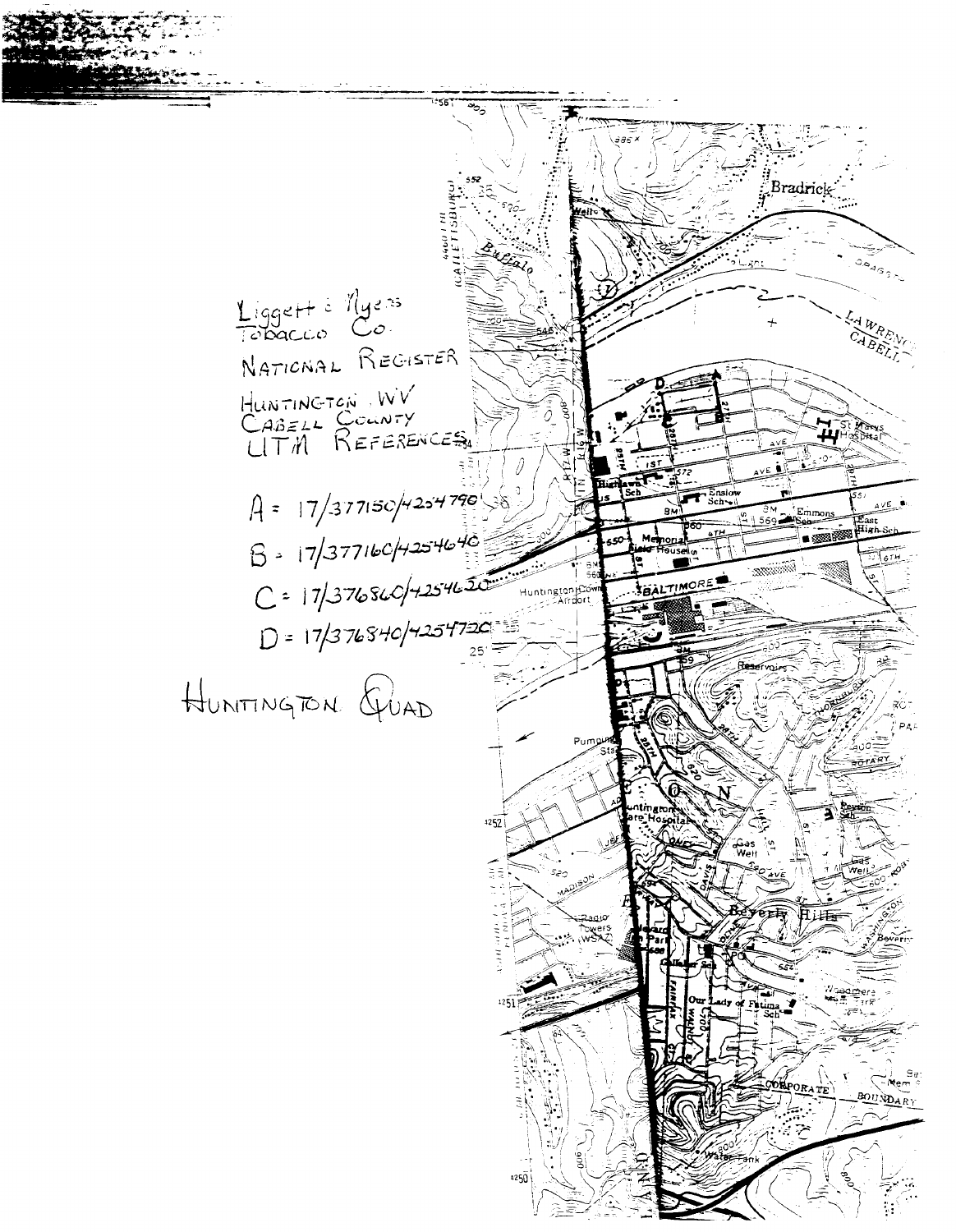Liggett & Myers
Tobacco Co.

NATIONAL REGISTER

HUNTINGTON, WV
CABELL COUNTY
UTM REFERENCES

A = 17/377150/4254790
B = 17/377160/4254640
C = 17/376860/4254620
D = 17/376840/4254720

HUNTINGTON QUAD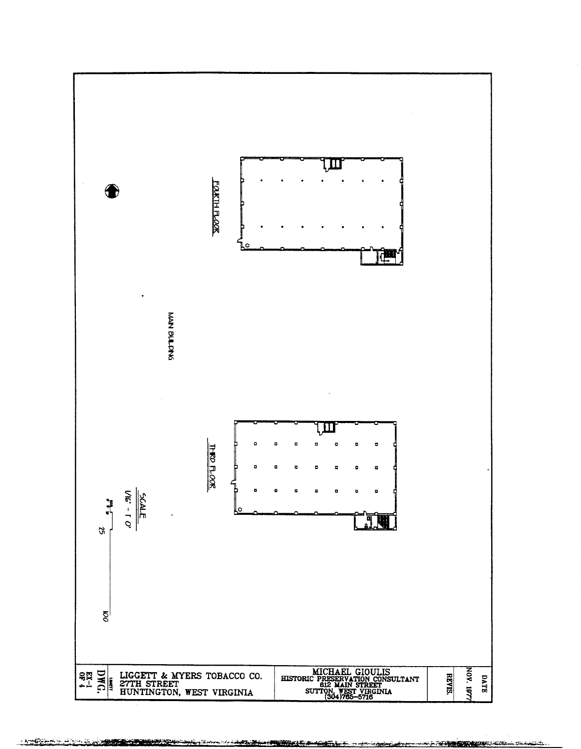FOURTH FLOOR

MAIN BUILDING

THIRD FLOOR

SCALE

1/16" - 1' 0"

0 5 10 25 100

| DWG. EX-1 OF 4 | LIGGETT & MYERS TOBACCO CO. 27TH STREET HUNTINGTON, WEST VIRGINIA | MICHAEL GIOULIS HISTORIC PRESERVATION CONSULTANT 612 MAIN STREET SUTTON, WEST VIRGINIA (304)765-5716 | REVIS. | DATE NOV. 1977 |
|---|---|---|---|---|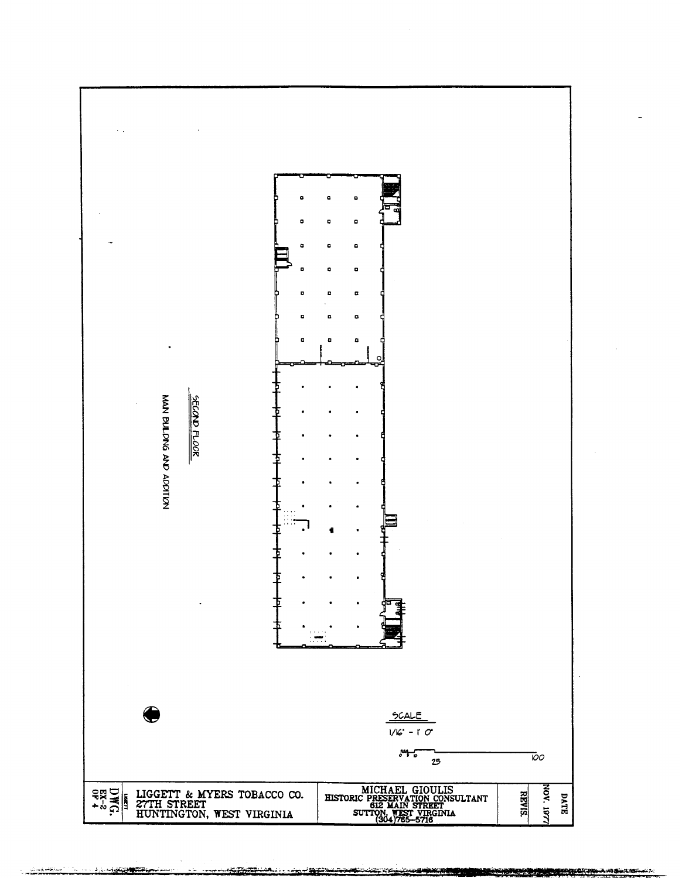SECOND FLOOR

MAIN BUILDING AND ADDITION

SCALE

1/16" - 1' 0"

0 5 10 25 100

| DWG. EX-2 OF 4 | LIGGETT & MYERS TOBACCO CO. 27TH STREET HUNTINGTON, WEST VIRGINIA | MICHAEL GIOULIS HISTORIC PRESERVATION CONSULTANT 612 MAIN STREET SUTTON, WEST VIRGINIA (304)765-5716 | REVIS. | DATE NOV. 1977 |
| --- | --- | --- | --- | --- |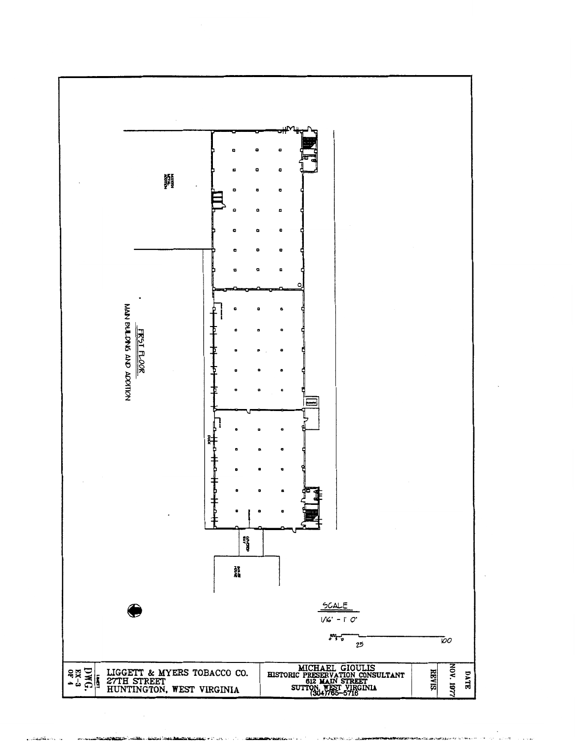FIRST FLOOR

MAIN BUILDING AND ADDITION

MODERN METAL ADDITION

DOCK

COVERED WAY

BOILER HOUSE

SCALE

1/16" - 1' 0"

0 5 10 25 100

| DWG. EX-3 OF 4 | LIGGETT & MYERS TOBACCO CO. 27TH STREET HUNTINGTON, WEST VIRGINIA | MICHAEL GIOULIS HISTORIC PRESERVATION CONSULTANT 612 MAIN STREET SUTTON, WEST VIRGINIA (304)765-5716 | REVIS. | DATE NOV. 1977 |
|---|---|---|---|---|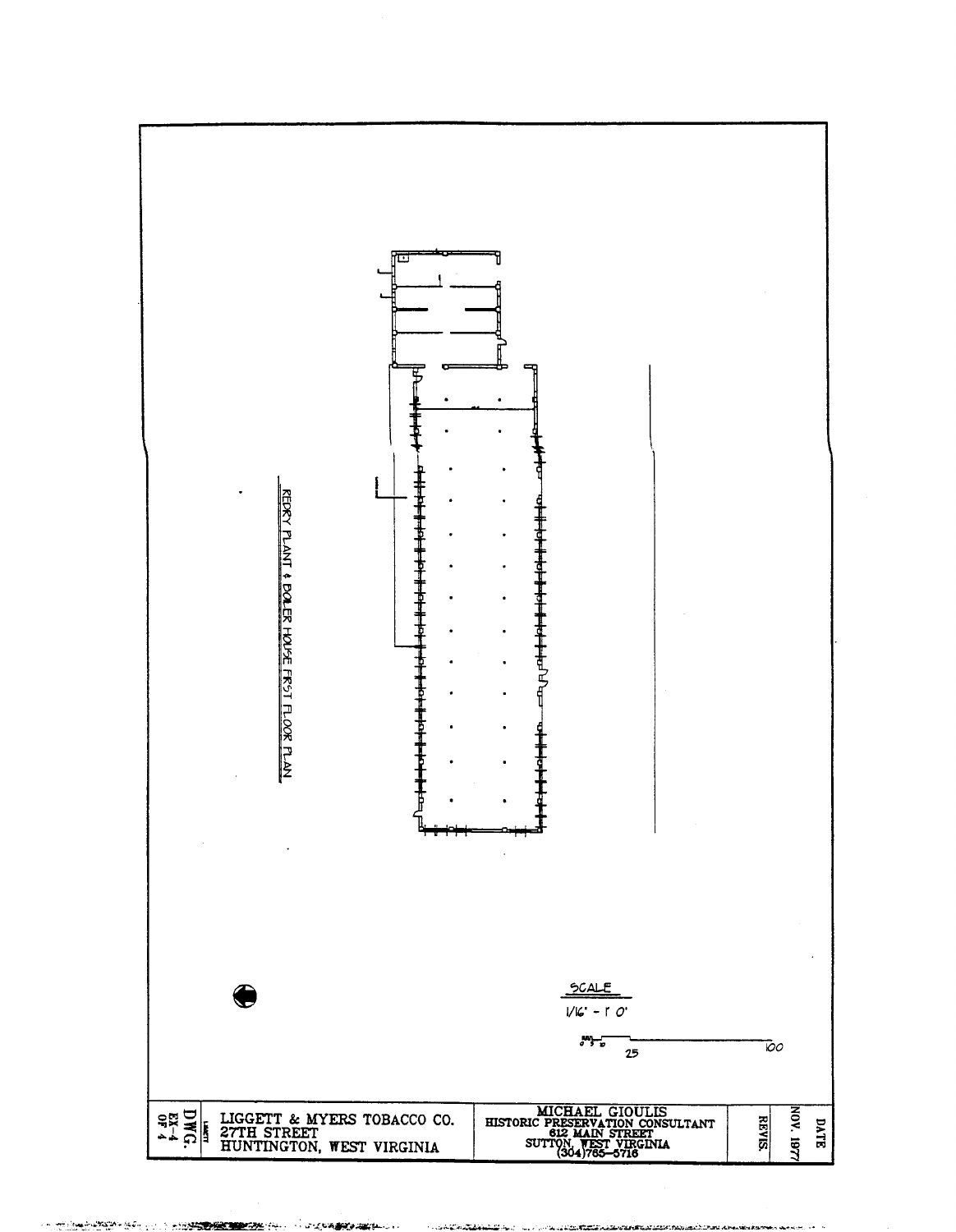REDRY PLANT & BOILER HOUSE FIRST FLOOR PLAN

SCALE

1/16" - 1' 0"

0 5 10 25 100

| DWG. EX-4 OF 4 | LIGGETT & MYERS TOBACCO CO. 27TH STREET HUNTINGTON, WEST VIRGINIA | MICHAEL GIOULIS HISTORIC PRESERVATION CONSULTANT 612 MAIN STREET SUTTON, WEST VIRGINIA (304)765-5716 | REVIS. | DATE NOV. 1977 |
|---|---|---|---|---|